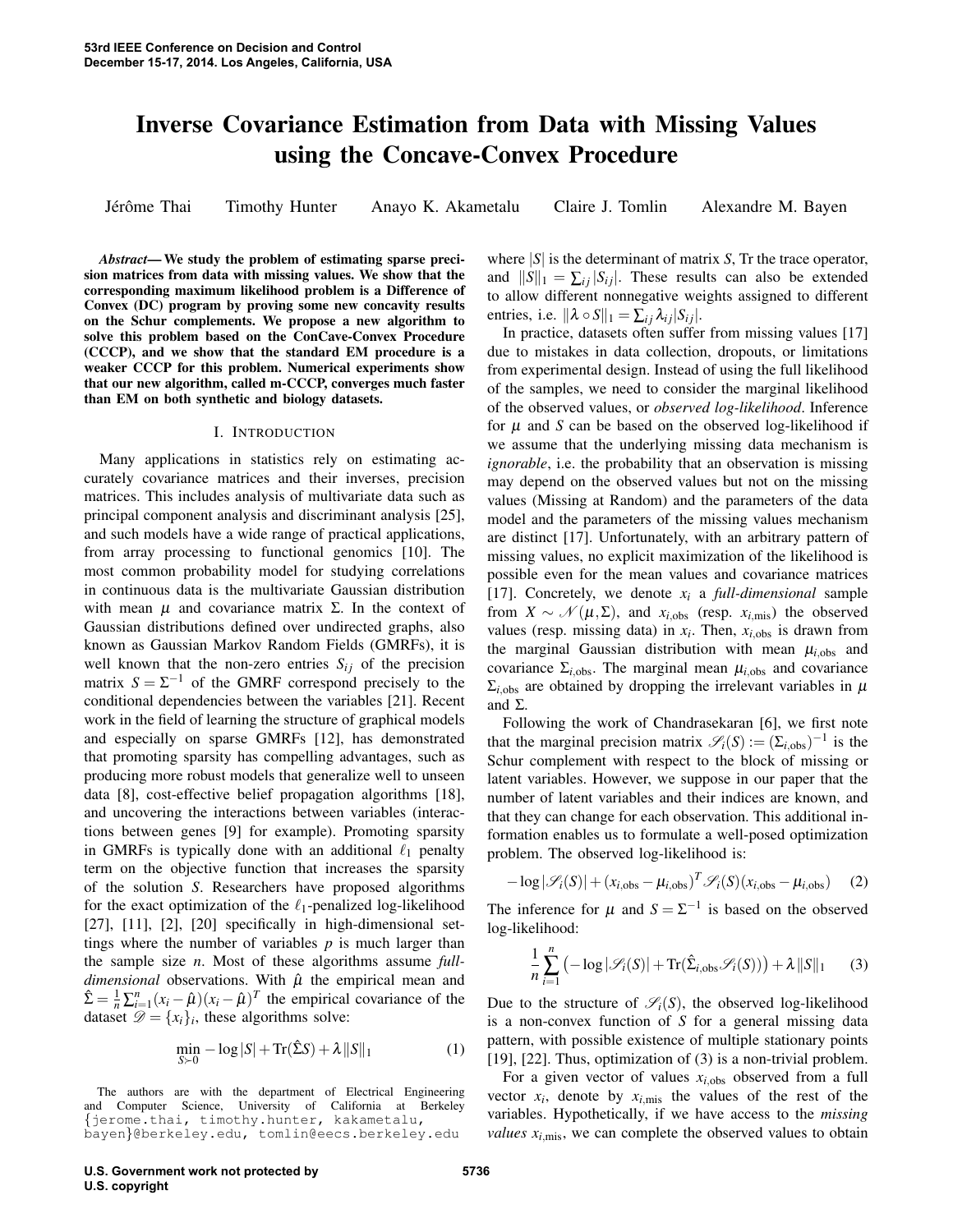# Inverse Covariance Estimation from Data with Missing Values using the Concave-Convex Procedure

Jérôme Thai   Timothy Hunter   Anayo K. Akametalu   Claire J. Tomlin   Alexandre M. Bayen

***Abstract*— We study the problem of estimating sparse precision matrices from data with missing values. We show that the corresponding maximum likelihood problem is a Difference of Convex (DC) program by proving some new concavity results on the Schur complements. We propose a new algorithm to solve this problem based on the ConCave-Convex Procedure (CCCP), and we show that the standard EM procedure is a weaker CCCP for this problem. Numerical experiments show that our new algorithm, called m-CCCP, converges much faster than EM on both synthetic and biology datasets.**

## I. Introduction

Many applications in statistics rely on estimating accurately covariance matrices and their inverses, precision matrices. This includes analysis of multivariate data such as principal component analysis and discriminant analysis [25], and such models have a wide range of practical applications, from array processing to functional genomics [10]. The most common probability model for studying correlations in continuous data is the multivariate Gaussian distribution with mean $\mu$ and covariance matrix $\Sigma$. In the context of Gaussian distributions defined over undirected graphs, also known as Gaussian Markov Random Fields (GMRFs), it is well known that the non-zero entries $S_{ij}$ of the precision matrix $S = \Sigma^{-1}$ of the GMRF correspond precisely to the conditional dependencies between the variables [21]. Recent work in the field of learning the structure of graphical models and especially on sparse GMRFs [12], has demonstrated that promoting sparsity has compelling advantages, such as producing more robust models that generalize well to unseen data [8], cost-effective belief propagation algorithms [18], and uncovering the interactions between variables (interactions between genes [9] for example). Promoting sparsity in GMRFs is typically done with an additional $\ell_1$ penalty term on the objective function that increases the sparsity of the solution $S$. Researchers have proposed algorithms for the exact optimization of the $\ell_1$-penalized log-likelihood [27], [11], [2], [20] specifically in high-dimensional settings where the number of variables $p$ is much larger than the sample size $n$. Most of these algorithms assume *full-dimensional* observations. With $\hat{\mu}$ the empirical mean and $\hat{\Sigma} = \frac{1}{n}\sum_{i=1}^{n}(x_i - \hat{\mu})(x_i - \hat{\mu})^T$ the empirical covariance of the dataset $\mathscr{D} = \{x_i\}_i$, these algorithms solve:

$$\min_{S \succ 0} -\log|S| + \mathrm{Tr}(\hat{\Sigma}S) + \lambda\|S\|_1 \tag{1}$$

where $|S|$ is the determinant of matrix $S$, Tr the trace operator, and $\|S\|_1 = \sum_{ij}|S_{ij}|$. These results can also be extended to allow different nonnegative weights assigned to different entries, i.e. $\|\lambda \circ S\|_1 = \sum_{ij}\lambda_{ij}|S_{ij}|$.

In practice, datasets often suffer from missing values [17] due to mistakes in data collection, dropouts, or limitations from experimental design. Instead of using the full likelihood of the samples, we need to consider the marginal likelihood of the observed values, or *observed log-likelihood*. Inference for $\mu$ and $S$ can be based on the observed log-likelihood if we assume that the underlying missing data mechanism is *ignorable*, i.e. the probability that an observation is missing may depend on the observed values but not on the missing values (Missing at Random) and the parameters of the data model and the parameters of the missing values mechanism are distinct [17]. Unfortunately, with an arbitrary pattern of missing values, no explicit maximization of the likelihood is possible even for the mean values and covariance matrices [17]. Concretely, we denote $x_i$ a *full-dimensional* sample from $X \sim \mathscr{N}(\mu, \Sigma)$, and $x_{i,\mathrm{obs}}$ (resp. $x_{i,\mathrm{mis}}$) the observed values (resp. missing data) in $x_i$. Then, $x_{i,\mathrm{obs}}$ is drawn from the marginal Gaussian distribution with mean $\mu_{i,\mathrm{obs}}$ and covariance $\Sigma_{i,\mathrm{obs}}$. The marginal mean $\mu_{i,\mathrm{obs}}$ and covariance $\Sigma_{i,\mathrm{obs}}$ are obtained by dropping the irrelevant variables in $\mu$ and $\Sigma$.

Following the work of Chandrasekaran [6], we first note that the marginal precision matrix $\mathscr{S}_i(S) := (\Sigma_{i,\mathrm{obs}})^{-1}$ is the Schur complement with respect to the block of missing or latent variables. However, we suppose in our paper that the number of latent variables and their indices are known, and that they can change for each observation. This additional information enables us to formulate a well-posed optimization problem. The observed log-likelihood is:

$$-\log|\mathscr{S}_i(S)| + (x_{i,\mathrm{obs}} - \mu_{i,\mathrm{obs}})^T \mathscr{S}_i(S)(x_{i,\mathrm{obs}} - \mu_{i,\mathrm{obs}}) \tag{2}$$

The inference for $\mu$ and $S = \Sigma^{-1}$ is based on the observed log-likelihood:

$$\frac{1}{n}\sum_{i=1}^{n}\left(-\log|\mathscr{S}_i(S)| + \mathrm{Tr}(\hat{\Sigma}_{i,\mathrm{obs}}\mathscr{S}_i(S))\right) + \lambda\|S\|_1 \tag{3}$$

Due to the structure of $\mathscr{S}_i(S)$, the observed log-likelihood is a non-convex function of $S$ for a general missing data pattern, with possible existence of multiple stationary points [19], [22]. Thus, optimization of (3) is a non-trivial problem.

For a given vector of values $x_{i,\mathrm{obs}}$ observed from a full vector $x_i$, denote by $x_{i,\mathrm{mis}}$ the values of the rest of the variables. Hypothetically, if we have access to the *missing values* $x_{i,\mathrm{mis}}$, we can complete the observed values to obtain

The authors are with the department of Electrical Engineering and Computer Science, University of California at Berkeley {jerome.thai, timothy.hunter, kakametalu, bayen}@berkeley.edu, tomlin@eecs.berkeley.edu

U.S. Government work not protected by U.S. copyright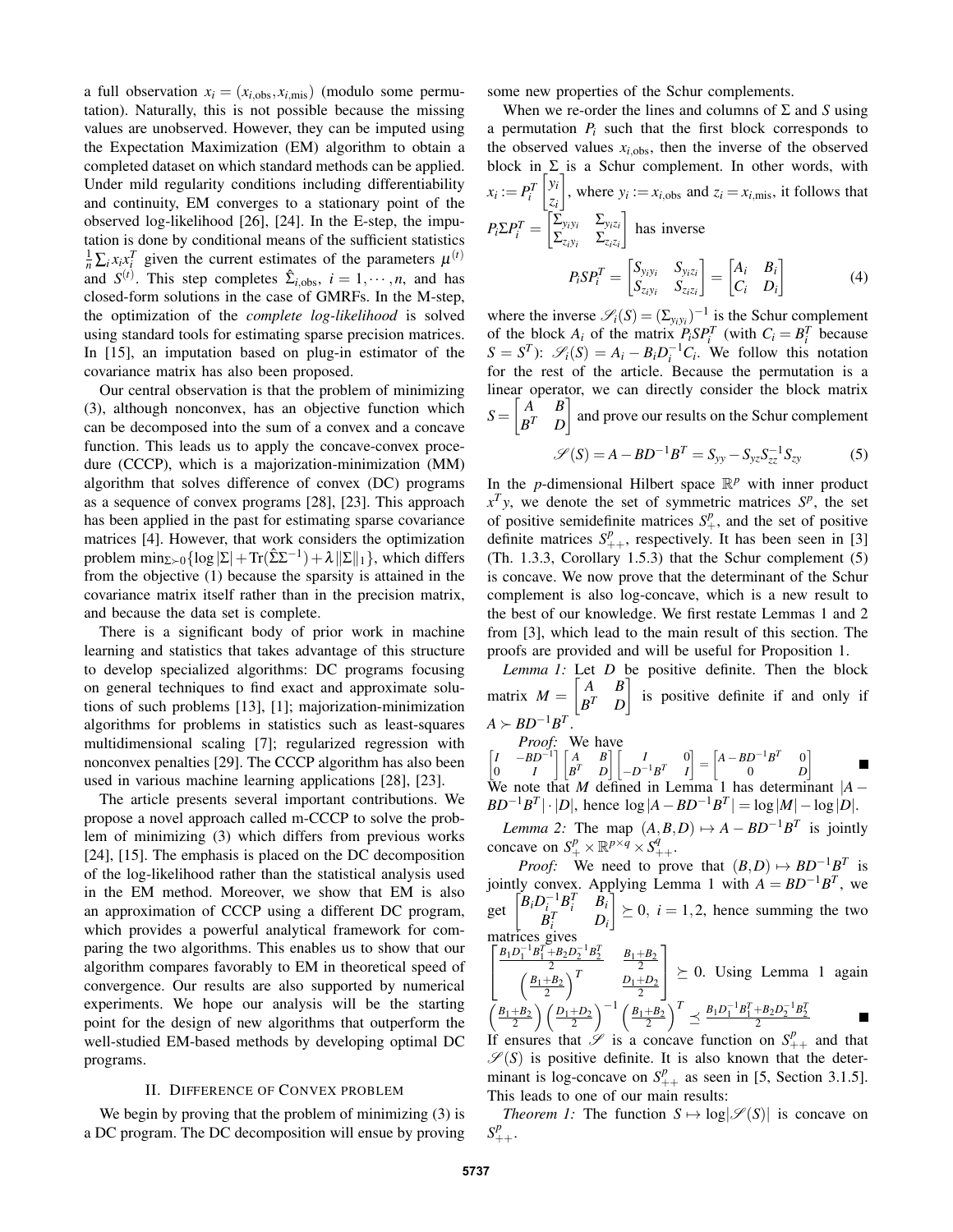a full observation $x_i = (x_{i,\text{obs}}, x_{i,\text{mis}})$ (modulo some permutation). Naturally, this is not possible because the missing values are unobserved. However, they can be imputed using the Expectation Maximization (EM) algorithm to obtain a completed dataset on which standard methods can be applied. Under mild regularity conditions including differentiability and continuity, EM converges to a stationary point of the observed log-likelihood [26], [24]. In the E-step, the imputation is done by conditional means of the sufficient statistics $\frac{1}{n}\sum_i x_i x_i^T$ given the current estimates of the parameters $\mu^{(t)}$ and $S^{(t)}$. This step completes $\hat{\Sigma}_{i,\text{obs}}$, $i = 1, \cdots, n$, and has closed-form solutions in the case of GMRFs. In the M-step, the optimization of the *complete log-likelihood* is solved using standard tools for estimating sparse precision matrices. In [15], an imputation based on plug-in estimator of the covariance matrix has also been proposed.

Our central observation is that the problem of minimizing (3), although nonconvex, has an objective function which can be decomposed into the sum of a convex and a concave function. This leads us to apply the concave-convex procedure (CCCP), which is a majorization-minimization (MM) algorithm that solves difference of convex (DC) programs as a sequence of convex programs [28], [23]. This approach has been applied in the past for estimating sparse covariance matrices [4]. However, that work considers the optimization problem $\min_{\Sigma \succ 0}\{\log|\Sigma| + \text{Tr}(\hat{\Sigma}\Sigma^{-1}) + \lambda\|\Sigma\|_1\}$, which differs from the objective (1) because the sparsity is attained in the covariance matrix itself rather than in the precision matrix, and because the data set is complete.

There is a significant body of prior work in machine learning and statistics that takes advantage of this structure to develop specialized algorithms: DC programs focusing on general techniques to find exact and approximate solutions of such problems [13], [1]; majorization-minimization algorithms for problems in statistics such as least-squares multidimensional scaling [7]; regularized regression with nonconvex penalties [29]. The CCCP algorithm has also been used in various machine learning applications [28], [23].

The article presents several important contributions. We propose a novel approach called m-CCCP to solve the problem of minimizing (3) which differs from previous works [24], [15]. The emphasis is placed on the DC decomposition of the log-likelihood rather than the statistical analysis used in the EM method. Moreover, we show that EM is also an approximation of CCCP using a different DC program, which provides a powerful analytical framework for comparing the two algorithms. This enables us to show that our algorithm compares favorably to EM in theoretical speed of convergence. Our results are also supported by numerical experiments. We hope our analysis will be the starting point for the design of new algorithms that outperform the well-studied EM-based methods by developing optimal DC programs.

## II. Difference of Convex problem

We begin by proving that the problem of minimizing (3) is a DC program. The DC decomposition will ensue by proving some new properties of the Schur complements.

When we re-order the lines and columns of $\Sigma$ and $S$ using a permutation $P_i$ such that the first block corresponds to the observed values $x_{i,\text{obs}}$, then the inverse of the observed block in $\Sigma$ is a Schur complement. In other words, with $x_i := P_i^T \begin{bmatrix} y_i \\ z_i \end{bmatrix}$, where $y_i := x_{i,\text{obs}}$ and $z_i = x_{i,\text{mis}}$, it follows that $P_i \Sigma P_i^T = \begin{bmatrix} \Sigma_{y_i y_i} & \Sigma_{y_i z_i} \\ \Sigma_{z_i y_i} & \Sigma_{z_i z_i} \end{bmatrix}$ has inverse

$$P_i S P_i^T = \begin{bmatrix} S_{y_i y_i} & S_{y_i z_i} \\ S_{z_i y_i} & S_{z_i z_i} \end{bmatrix} = \begin{bmatrix} A_i & B_i \\ C_i & D_i \end{bmatrix} \tag{4}$$

where the inverse $\mathscr{S}_i(S) = (\Sigma_{y_i y_i})^{-1}$ is the Schur complement of the block $A_i$ of the matrix $P_i S P_i^T$ (with $C_i = B_i^T$ because $S = S^T$): $\mathscr{S}_i(S) = A_i - B_i D_i^{-1} C_i$. We follow this notation for the rest of the article. Because the permutation is a linear operator, we can directly consider the block matrix $S = \begin{bmatrix} A & B \\ B^T & D \end{bmatrix}$ and prove our results on the Schur complement

$$\mathscr{S}(S) = A - BD^{-1}B^T = S_{yy} - S_{yz} S_{zz}^{-1} S_{zy} \tag{5}$$

In the $p$-dimensional Hilbert space $\mathbb{R}^p$ with inner product $x^T y$, we denote the set of symmetric matrices $S^p$, the set of positive semidefinite matrices $S_+^p$, and the set of positive definite matrices $S_{++}^p$, respectively. It has been seen in [3] (Th. 1.3.3, Corollary 1.5.3) that the Schur complement (5) is concave. We now prove that the determinant of the Schur complement is also log-concave, which is a new result to the best of our knowledge. We first restate Lemmas 1 and 2 from [3], which lead to the main result of this section. The proofs are provided and will be useful for Proposition 1.

*Lemma 1:* Let $D$ be positive definite. Then the block matrix $M = \begin{bmatrix} A & B \\ B^T & D \end{bmatrix}$ is positive definite if and only if $A \succ BD^{-1}B^T$.

*Proof:* We have

$$\begin{bmatrix} I & -BD^{-1} \\ 0 & I \end{bmatrix} \begin{bmatrix} A & B \\ B^T & D \end{bmatrix} \begin{bmatrix} I & 0 \\ -D^{-1}B^T & I \end{bmatrix} = \begin{bmatrix} A - BD^{-1}B^T & 0 \\ 0 & D \end{bmatrix} \quad \blacksquare$$

We note that $M$ defined in Lemma 1 has determinant $|A - BD^{-1}B^T| \cdot |D|$, hence $\log|A - BD^{-1}B^T| = \log|M| - \log|D|$.

*Lemma 2:* The map $(A, B, D) \mapsto A - BD^{-1}B^T$ is jointly concave on $S_+^p \times \mathbb{R}^{p \times q} \times S_{++}^q$.

*Proof:* We need to prove that $(B, D) \mapsto BD^{-1}B^T$ is jointly convex. Applying Lemma 1 with $A = BD^{-1}B^T$, we get $\begin{bmatrix} B_i D_i^{-1} B_i^T & B_i \\ B_i^T & D_i \end{bmatrix} \succeq 0$, $i = 1, 2$, hence summing the two matrices gives $\begin{bmatrix} \frac{B_1 D_1^{-1} B_1^T + B_2 D_2^{-1} B_2^T}{2} & \frac{B_1 + B_2}{2} \\ \left(\frac{B_1 + B_2}{2}\right)^T & \frac{D_1 + D_2}{2} \end{bmatrix} \succeq 0$. Using Lemma 1 again $\left(\frac{B_1 + B_2}{2}\right) \left(\frac{D_1 + D_2}{2}\right)^{-1} \left(\frac{B_1 + B_2}{2}\right)^T \preceq \frac{B_1 D_1^{-1} B_1^T + B_2 D_2^{-1} B_2^T}{2}$ $\blacksquare$

If ensures that $\mathscr{S}$ is a concave function on $S_{++}^p$ and that $\mathscr{S}(S)$ is positive definite. It is also known that the determinant is log-concave on $S_{++}^p$ as seen in [5, Section 3.1.5]. This leads to one of our main results:

*Theorem 1:* The function $S \mapsto \log|\mathscr{S}(S)|$ is concave on $S_{++}^p$.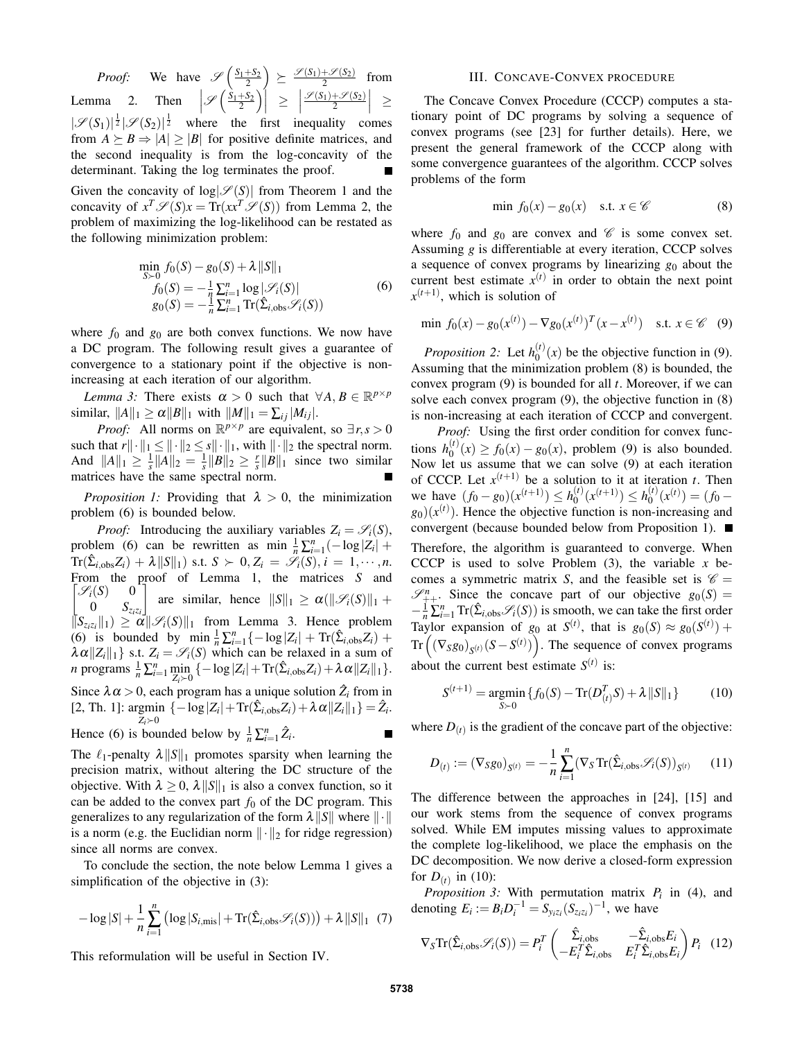*Proof:* We have $\mathscr{S}\left(\frac{S_1+S_2}{2}\right) \succeq \frac{\mathscr{S}(S_1)+\mathscr{S}(S_2)}{2}$ from Lemma 2. Then $\left|\mathscr{S}\left(\frac{S_1+S_2}{2}\right)\right| \geq \left|\frac{\mathscr{S}(S_1)+\mathscr{S}(S_2)}{2}\right| \geq |\mathscr{S}(S_1)|^{\frac{1}{2}}|\mathscr{S}(S_2)|^{\frac{1}{2}}$ where the first inequality comes from $A \succeq B \Rightarrow |A| \geq |B|$ for positive definite matrices, and the second inequality is from the log-concavity of the determinant. Taking the log terminates the proof. ■

Given the concavity of $\log|\mathscr{S}(S)|$ from Theorem 1 and the concavity of $x^T\mathscr{S}(S)x = \mathrm{Tr}(xx^T\mathscr{S}(S))$ from Lemma 2, the problem of maximizing the log-likelihood can be restated as the following minimization problem:

$$\begin{array}{l} \min_{S\succ 0} f_0(S) - g_0(S) + \lambda\|S\|_1 \\ f_0(S) = -\frac{1}{n}\sum_{i=1}^n \log|\mathscr{S}_i(S)| \\ g_0(S) = -\frac{1}{n}\sum_{i=1}^n \mathrm{Tr}(\hat{\Sigma}_{i,\text{obs}}\mathscr{S}_i(S)) \end{array} \tag{6}$$

where $f_0$ and $g_0$ are both convex functions. We now have a DC program. The following result gives a guarantee of convergence to a stationary point if the objective is non-increasing at each iteration of our algorithm.

*Lemma 3:* There exists $\alpha > 0$ such that $\forall A, B \in \mathbb{R}^{p\times p}$ similar, $\|A\|_1 \geq \alpha\|B\|_1$ with $\|M\|_1 = \sum_{ij}|M_{ij}|$.

*Proof:* All norms on $\mathbb{R}^{p\times p}$ are equivalent, so $\exists r, s > 0$ such that $r\|\cdot\|_1 \leq \|\cdot\|_2 \leq s\|\cdot\|_1$, with $\|\cdot\|_2$ the spectral norm. And $\|A\|_1 \geq \frac{1}{s}\|A\|_2 = \frac{1}{s}\|B\|_2 \geq \frac{r}{s}\|B\|_1$ since two similar matrices have the same spectral norm. ■

*Proposition 1:* Providing that $\lambda > 0$, the minimization problem (6) is bounded below.

*Proof:* Introducing the auxiliary variables $Z_i = \mathscr{S}_i(S)$, problem (6) can be rewritten as $\min \frac{1}{n}\sum_{i=1}^n(-\log|Z_i| + \mathrm{Tr}(\hat{\Sigma}_{i,\text{obs}}Z_i) + \lambda\|S\|_1)$ s.t. $S \succ 0, Z_i = \mathscr{S}_i(S), i = 1, \cdots, n$. From the proof of Lemma 1, the matrices $S$ and $\begin{bmatrix}\mathscr{S}_i(S) & 0 \\ 0 & S_{z_iz_i}\end{bmatrix}$ are similar, hence $\|S\|_1 \geq \alpha(\|\mathscr{S}_i(S)\|_1 + \|S_{z_iz_i}\|_1) \geq \alpha\|\mathscr{S}_i(S)\|_1$ from Lemma 3. Hence problem (6) is bounded by $\min \frac{1}{n}\sum_{i=1}^n\{-\log|Z_i| + \mathrm{Tr}(\hat{\Sigma}_{i,\text{obs}}Z_i) + \lambda\alpha\|Z_i\|_1\}$ s.t. $Z_i = \mathscr{S}_i(S)$ which can be relaxed in a sum of $n$ programs $\frac{1}{n}\sum_{i=1}^n \min_{Z_i\succ 0}\{-\log|Z_i| + \mathrm{Tr}(\hat{\Sigma}_{i,\text{obs}}Z_i) + \lambda\alpha\|Z_i\|_1\}$. Since $\lambda\alpha > 0$, each program has a unique solution $\hat{Z}_i$ from in [2, Th. 1]: $\underset{Z_i\succ 0}{\mathrm{argmin}}\ \{-\log|Z_i| + \mathrm{Tr}(\hat{\Sigma}_{i,\text{obs}}Z_i) + \lambda\alpha\|Z_i\|_1\} = \hat{Z}_i$. Hence (6) is bounded below by $\frac{1}{n}\sum_{i}^n \hat{Z}_i$. ■

The $\ell_1$-penalty $\lambda\|S\|_1$ promotes sparsity when learning the precision matrix, without altering the DC structure of the objective. With $\lambda \geq 0$, $\lambda\|S\|_1$ is also a convex function, so it can be added to the convex part $f_0$ of the DC program. This generalizes to any regularization of the form $\lambda\|S\|$ where $\|\cdot\|$ is a norm (e.g. the Euclidian norm $\|\cdot\|_2$ for ridge regression) since all norms are convex.

To conclude the section, the note below Lemma 1 gives a simplification of the objective in (3):

$$-\log|S| + \frac{1}{n}\sum_{i=1}^n\left(\log|S_{i,\text{mis}}| + \mathrm{Tr}(\hat{\Sigma}_{i,\text{obs}}\mathscr{S}_i(S))\right) + \lambda\|S\|_1 \tag{7}$$

This reformulation will be useful in Section IV.

## III. Concave-Convex procedure

The Concave Convex Procedure (CCCP) computes a stationary point of DC programs by solving a sequence of convex programs (see [23] for further details). Here, we present the general framework of the CCCP along with some convergence guarantees of the algorithm. CCCP solves problems of the form

$$\min\ f_0(x) - g_0(x) \quad \text{s.t. } x \in \mathscr{C} \tag{8}$$

where $f_0$ and $g_0$ are convex and $\mathscr{C}$ is some convex set. Assuming $g$ is differentiable at every iteration, CCCP solves a sequence of convex programs by linearizing $g_0$ about the current best estimate $x^{(t)}$ in order to obtain the next point $x^{(t+1)}$, which is solution of

$$\min\ f_0(x) - g_0(x^{(t)}) - \nabla g_0(x^{(t)})^T(x - x^{(t)}) \quad \text{s.t. } x \in \mathscr{C} \tag{9}$$

*Proposition 2:* Let $h_0^{(t)}(x)$ be the objective function in (9). Assuming that the minimization problem (8) is bounded, the convex program (9) is bounded for all $t$. Moreover, if we can solve each convex program (9), the objective function in (8) is non-increasing at each iteration of CCCP and convergent.

*Proof:* Using the first order condition for convex functions $h_0^{(t)}(x) \geq f_0(x) - g_0(x)$, problem (9) is also bounded. Now let us assume that we can solve (9) at each iteration of CCCP. Let $x^{(t+1)}$ be a solution to it at iteration $t$. Then we have $(f_0 - g_0)(x^{(t+1)}) \leq h_0^{(t)}(x^{(t+1)}) \leq h_0^{(t)}(x^{(t)}) = (f_0 - g_0)(x^{(t)})$. Hence the objective function is non-increasing and convergent (because bounded below from Proposition 1). ■

Therefore, the algorithm is guaranteed to converge. When CCCP is used to solve Problem (3), the variable $x$ becomes a symmetric matrix $S$, and the feasible set is $\mathscr{C} = \mathscr{S}_{++}^n$. Since the concave part of our objective $g_0(S) = -\frac{1}{n}\sum_{i=1}^n \mathrm{Tr}(\hat{\Sigma}_{i,\text{obs}}\mathscr{S}_i(S))$ is smooth, we can take the first order Taylor expansion of $g_0$ at $S^{(t)}$, that is $g_0(S) \approx g_0(S^{(t)}) + \mathrm{Tr}\left((\nabla_S g_0)_{S^{(t)}}(S - S^{(t)})\right)$. The sequence of convex programs about the current best estimate $S^{(t)}$ is:

$$S^{(t+1)} = \underset{S\succ 0}{\mathrm{argmin}}\{f_0(S) - \mathrm{Tr}(D_{(t)}^T S) + \lambda\|S\|_1\} \tag{10}$$

where $D_{(t)}$ is the gradient of the concave part of the objective:

$$D_{(t)} := (\nabla_S g_0)_{S^{(t)}} = -\frac{1}{n}\sum_{i=1}^n(\nabla_S \mathrm{Tr}(\hat{\Sigma}_{i,\text{obs}}\mathscr{S}_i(S))_{S^{(t)}} \tag{11}$$

The difference between the approaches in [24], [15] and our work stems from the sequence of convex programs solved. While EM imputes missing values to approximate the complete log-likelihood, we place the emphasis on the DC decomposition. We now derive a closed-form expression for $D_{(t)}$ in (10):

*Proposition 3:* With permutation matrix $P_i$ in (4), and denoting $E_i := B_iD_i^{-1} = S_{y_iz_i}(S_{z_iz_i})^{-1}$, we have

$$\nabla_S \mathrm{Tr}(\hat{\Sigma}_{i,\text{obs}}\mathscr{S}_i(S)) = P_i^T\begin{pmatrix}\hat{\Sigma}_{i,\text{obs}} & -\hat{\Sigma}_{i,\text{obs}}E_i \\ -E_i^T\hat{\Sigma}_{i,\text{obs}} & E_i^T\hat{\Sigma}_{i,\text{obs}}E_i\end{pmatrix}P_i \tag{12}$$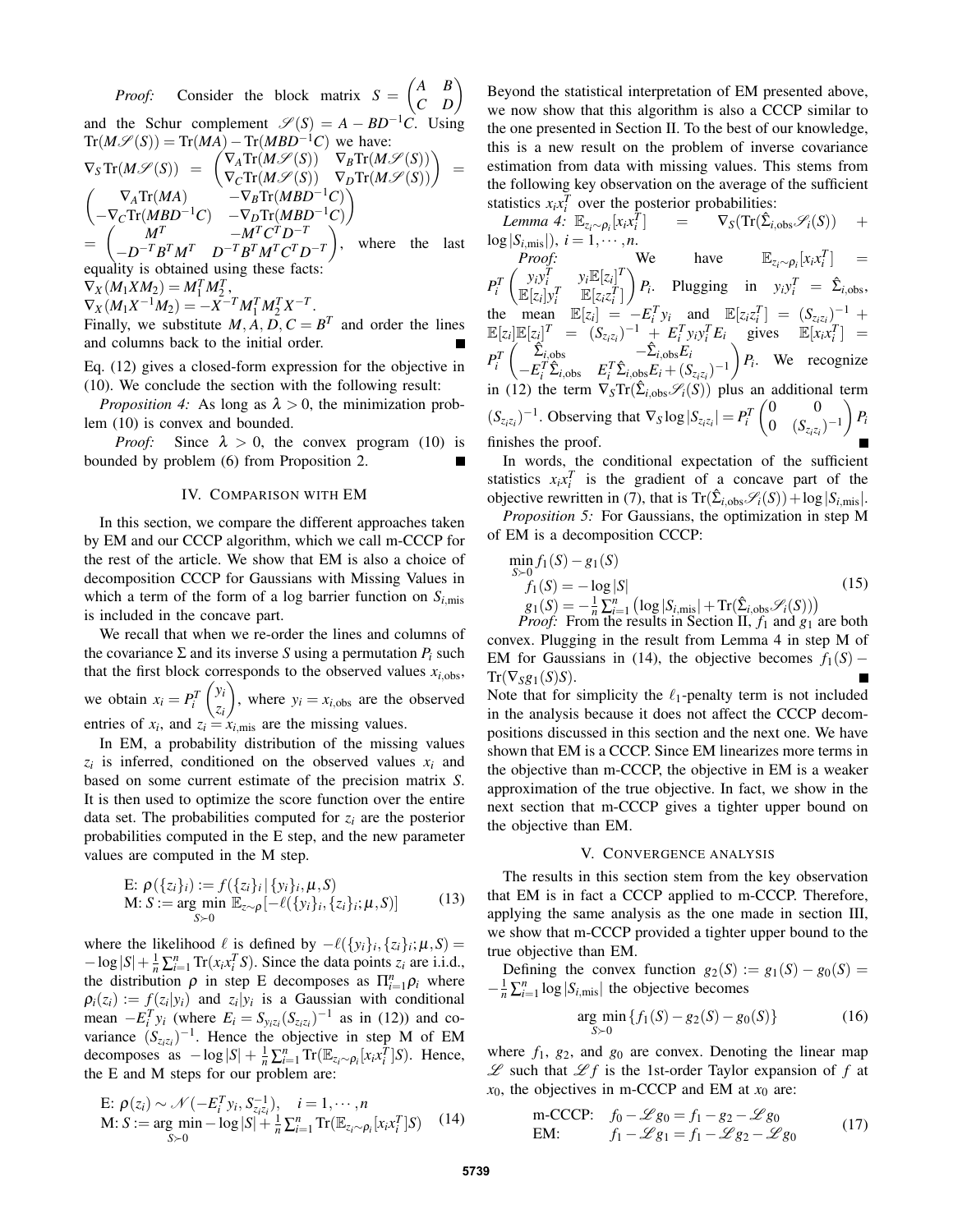*Proof:* Consider the block matrix $S = \begin{pmatrix} A & B \\ C & D \end{pmatrix}$ and the Schur complement $\mathscr{S}(S) = A - BD^{-1}C$. Using $\text{Tr}(M\mathscr{S}(S)) = \text{Tr}(MA) - \text{Tr}(MBD^{-1}C)$ we have:
$\nabla_S \text{Tr}(M\mathscr{S}(S)) = \begin{pmatrix} \nabla_A \text{Tr}(M\mathscr{S}(S)) & \nabla_B \text{Tr}(M\mathscr{S}(S)) \\ \nabla_C \text{Tr}(M\mathscr{S}(S)) & \nabla_D \text{Tr}(M\mathscr{S}(S)) \end{pmatrix} = \begin{pmatrix} \nabla_A \text{Tr}(MA) & -\nabla_B \text{Tr}(MBD^{-1}C) \\ -\nabla_C \text{Tr}(MBD^{-1}C) & -\nabla_D \text{Tr}(MBD^{-1}C) \end{pmatrix}$
$= \begin{pmatrix} M^T & -M^T C^T D^{-T} \\ -D^{-T} B^T M^T & D^{-T} B^T M^T C^T D^{-T} \end{pmatrix}$, where the last equality is obtained using these facts:
$\nabla_X (M_1 X M_2) = M_1^T M_2^T$,
$\nabla_X (M_1 X^{-1} M_2) = -X^{-T} M_1^T M_2^T X^{-T}$.
Finally, we substitute $M, A, D, C = B^T$ and order the lines and columns back to the initial order. ∎

Eq. (12) gives a closed-form expression for the objective in (10). We conclude the section with the following result:

*Proposition 4:* As long as $\lambda > 0$, the minimization problem (10) is convex and bounded.

*Proof:* Since $\lambda > 0$, the convex program (10) is bounded by problem (6) from Proposition 2. ∎

## IV. Comparison with EM

In this section, we compare the different approaches taken by EM and our CCCP algorithm, which we call m-CCCP for the rest of the article. We show that EM is also a choice of decomposition CCCP for Gaussians with Missing Values in which a term of the form of a log barrier function on $S_{i,\text{mis}}$ is included in the concave part.

We recall that when we re-order the lines and columns of the covariance $\Sigma$ and its inverse $S$ using a permutation $P_i$ such that the first block corresponds to the observed values $x_{i,\text{obs}}$, we obtain $x_i = P_i^T \begin{pmatrix} y_i \\ z_i \end{pmatrix}$, where $y_i = x_{i,\text{obs}}$ are the observed entries of $x_i$, and $z_i = x_{i,\text{mis}}$ are the missing values.

In EM, a probability distribution of the missing values $z_i$ is inferred, conditioned on the observed values $x_i$ and based on some current estimate of the precision matrix $S$. It is then used to optimize the score function over the entire data set. The probabilities computed for $z_i$ are the posterior probabilities computed in the E step, and the new parameter values are computed in the M step.

$$
\begin{aligned}
&\text{E: } \rho(\{z_i\}_i) := f(\{z_i\}_i \,|\, \{y_i\}_i, \mu, S) \\
&\text{M: } S := \arg\min_{S \succ 0} \mathbb{E}_{z\sim\rho}[-\ell(\{y_i\}_i, \{z_i\}_i; \mu, S)]
\end{aligned} \tag{13}
$$

where the likelihood $\ell$ is defined by $-\ell(\{y_i\}_i, \{z_i\}_i; \mu, S) = -\log|S| + \frac{1}{n}\sum_{i=1}^n \text{Tr}(x_i x_i^T S)$. Since the data points $z_i$ are i.i.d., the distribution $\rho$ in step E decomposes as $\Pi_{i=1}^n \rho_i$ where $\rho_i(z_i) := f(z_i|y_i)$ and $z_i|y_i$ is a Gaussian with conditional mean $-E_i^T y_i$ (where $E_i = S_{y_i z_i}(S_{z_i z_i})^{-1}$ as in (12)) and covariance $(S_{z_i z_i})^{-1}$. Hence the objective in step M of EM decomposes as $-\log|S| + \frac{1}{n}\sum_{i=1}^n \text{Tr}(\mathbb{E}_{z_i\sim\rho_i}[x_i x_i^T] S)$. Hence, the E and M steps for our problem are:

$$
\begin{aligned}
&\text{E: } \rho(z_i) \sim \mathcal{N}(-E_i^T y_i, S_{z_i z_i}^{-1}), \quad i = 1, \cdots, n \\
&\text{M: } S := \arg\min_{S \succ 0} -\log|S| + \tfrac{1}{n}\textstyle\sum_{i=1}^n \text{Tr}(\mathbb{E}_{z_i\sim\rho_i}[x_i x_i^T] S)
\end{aligned} \tag{14}
$$

Beyond the statistical interpretation of EM presented above, we now show that this algorithm is also a CCCP similar to the one presented in Section II. To the best of our knowledge, this is a new result on the problem of inverse covariance estimation from data with missing values. This stems from the following key observation on the average of the sufficient statistics $x_i x_i^T$ over the posterior probabilities:

*Lemma 4:* $\mathbb{E}_{z_i\sim\rho_i}[x_i x_i^T] = \nabla_S(\text{Tr}(\hat{\Sigma}_{i,\text{obs}} \mathscr{S}_i(S)) + \log|S_{i,\text{mis}}|)$, $i = 1, \cdots, n$.

*Proof:* We have $\mathbb{E}_{z_i\sim\rho_i}[x_i x_i^T] = P_i^T \begin{pmatrix} y_i y_i^T & y_i \mathbb{E}[z_i]^T \\ \mathbb{E}[z_i] y_i^T & \mathbb{E}[z_i z_i^T] \end{pmatrix} P_i$. Plugging in $y_i y_i^T = \hat{\Sigma}_{i,\text{obs}}$, the mean $\mathbb{E}[z_i] = -E_i^T y_i$ and $\mathbb{E}[z_i z_i^T] = (S_{z_i z_i})^{-1} + \mathbb{E}[z_i]\mathbb{E}[z_i]^T = (S_{z_i z_i})^{-1} + E_i^T y_i y_i^T E_i$ gives $\mathbb{E}[x_i x_i^T] = P_i^T \begin{pmatrix} \hat{\Sigma}_{i,\text{obs}} & -\hat{\Sigma}_{i,\text{obs}} E_i \\ -E_i^T \hat{\Sigma}_{i,\text{obs}} & E_i^T \hat{\Sigma}_{i,\text{obs}} E_i + (S_{z_i z_i})^{-1} \end{pmatrix} P_i$. We recognize in (12) the term $\nabla_S \text{Tr}(\hat{\Sigma}_{i,\text{obs}} \mathscr{S}_i(S))$ plus an additional term $(S_{z_i z_i})^{-1}$. Observing that $\nabla_S \log|S_{z_i z_i}| = P_i^T \begin{pmatrix} 0 & 0 \\ 0 & (S_{z_i z_i})^{-1} \end{pmatrix} P_i$ finishes the proof. ∎

In words, the conditional expectation of the sufficient statistics $x_i x_i^T$ is the gradient of a concave part of the objective rewritten in (7), that is $\text{Tr}(\hat{\Sigma}_{i,\text{obs}} \mathscr{S}_i(S)) + \log|S_{i,\text{mis}}|$.

*Proposition 5:* For Gaussians, the optimization in step M of EM is a decomposition CCCP:

$$
\begin{aligned}
&\min_{S\succ 0} f_1(S) - g_1(S) \\
&f_1(S) = -\log|S| \\
&g_1(S) = -\tfrac{1}{n}\textstyle\sum_{i=1}^n \left(\log|S_{i,\text{mis}}| + \text{Tr}(\hat{\Sigma}_{i,\text{obs}} \mathscr{S}_i(S))\right)
\end{aligned} \tag{15}
$$

*Proof:* From the results in Section II, $f_1$ and $g_1$ are both convex. Plugging in the result from Lemma 4 in step M of EM for Gaussians in (14), the objective becomes $f_1(S) - \text{Tr}(\nabla_S g_1(S) S)$. ∎

Note that for simplicity the $\ell_1$-penalty term is not included in the analysis because it does not affect the CCCP decompositions discussed in this section and the next one. We have shown that EM is a CCCP. Since EM linearizes more terms in the objective than m-CCCP, the objective in EM is a weaker approximation of the true objective. In fact, we show in the next section that m-CCCP gives a tighter upper bound on the objective than EM.

## V. Convergence Analysis

The results in this section stem from the key observation that EM is in fact a CCCP applied to m-CCCP. Therefore, applying the same analysis as the one made in section III, we show that m-CCCP provided a tighter upper bound to the true objective than EM.

Defining the convex function $g_2(S) := g_1(S) - g_0(S) = -\frac{1}{n}\sum_{i=1}^n \log|S_{i,\text{mis}}|$ the objective becomes

$$
\arg\min_{S\succ 0} \{f_1(S) - g_2(S) - g_0(S)\} \tag{16}
$$

where $f_1$, $g_2$, and $g_0$ are convex. Denoting the linear map $\mathscr{L}$ such that $\mathscr{L}f$ is the 1st-order Taylor expansion of $f$ at $x_0$, the objectives in m-CCCP and EM at $x_0$ are:

$$
\begin{aligned}
&\text{m-CCCP:} \quad f_0 - \mathscr{L}g_0 = f_1 - g_2 - \mathscr{L}g_0 \\
&\text{EM:} \qquad\quad f_1 - \mathscr{L}g_1 = f_1 - \mathscr{L}g_2 - \mathscr{L}g_0
\end{aligned} \tag{17}
$$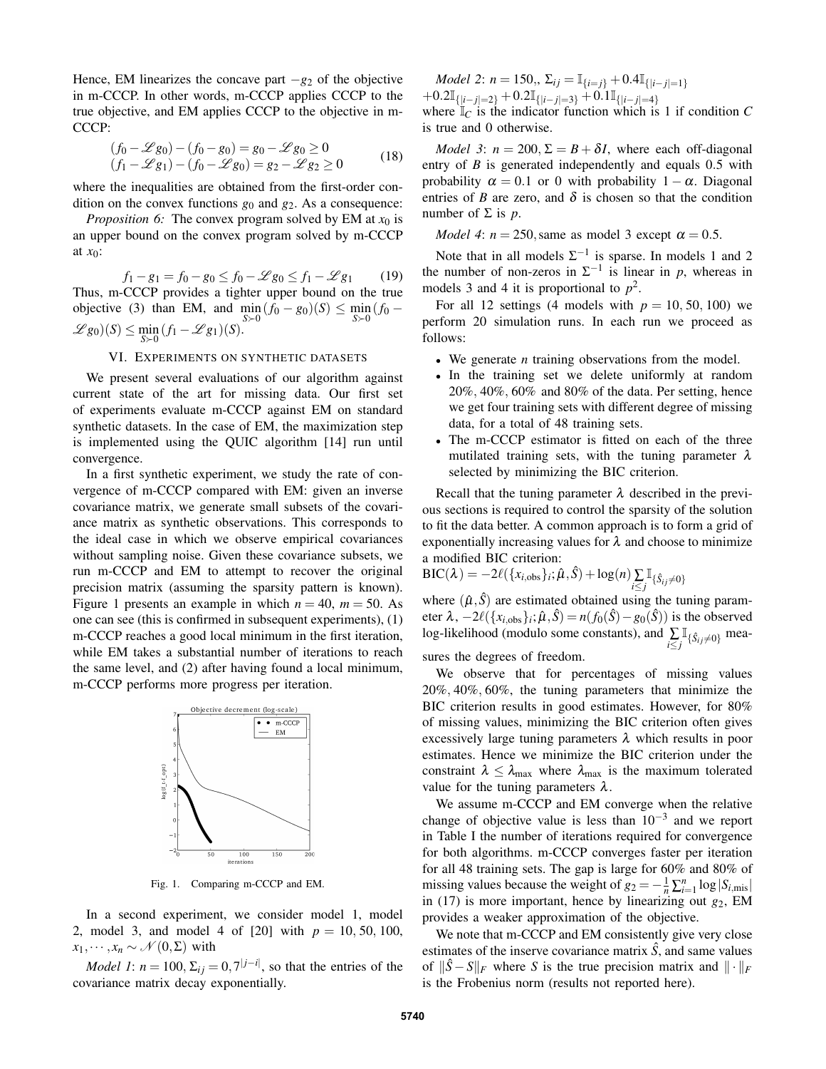Hence, EM linearizes the concave part $-g_2$ of the objective in m-CCCP. In other words, m-CCCP applies CCCP to the true objective, and EM applies CCCP to the objective in m-CCCP:

$$
\begin{aligned}
(f_0 - \mathscr{L}g_0) - (f_0 - g_0) &= g_0 - \mathscr{L}g_0 \geq 0 \\
(f_1 - \mathscr{L}g_1) - (f_0 - \mathscr{L}g_0) &= g_2 - \mathscr{L}g_2 \geq 0
\end{aligned}
\tag{18}
$$

where the inequalities are obtained from the first-order condition on the convex functions $g_0$ and $g_2$. As a consequence:

*Proposition 6:* The convex program solved by EM at $x_0$ is an upper bound on the convex program solved by m-CCCP at $x_0$:

$$
f_1 - g_1 = f_0 - g_0 \leq f_0 - \mathscr{L}g_0 \leq f_1 - \mathscr{L}g_1 \tag{19}
$$

Thus, m-CCCP provides a tighter upper bound on the true objective (3) than EM, and $\min_{S \succ 0}(f_0 - g_0)(S) \leq \min_{S \succ 0}(f_0 - \mathscr{L}g_0)(S) \leq \min_{S \succ 0}(f_1 - \mathscr{L}g_1)(S)$.

## VI. Experiments on synthetic datasets

We present several evaluations of our algorithm against current state of the art for missing data. Our first set of experiments evaluate m-CCCP against EM on standard synthetic datasets. In the case of EM, the maximization step is implemented using the QUIC algorithm [14] run until convergence.

In a first synthetic experiment, we study the rate of convergence of m-CCCP compared with EM: given an inverse covariance matrix, we generate small subsets of the covariance matrix as synthetic observations. This corresponds to the ideal case in which we observe empirical covariances without sampling noise. Given these covariance subsets, we run m-CCCP and EM to attempt to recover the original precision matrix (assuming the sparsity pattern is known). Figure 1 presents an example in which $n = 40$, $m = 50$. As one can see (this is confirmed in subsequent experiments), (1) m-CCCP reaches a good local minimum in the first iteration, while EM takes a substantial number of iterations to reach the same level, and (2) after having found a local minimum, m-CCCP performs more progress per iteration.

Fig. 1. Comparing m-CCCP and EM.

In a second experiment, we consider model 1, model 2, model 3, and model 4 of [20] with $p = 10, 50, 100$, $x_1, \cdots, x_n \sim \mathcal{N}(0, \Sigma)$ with

*Model 1*: $n = 100$, $\Sigma_{ij} = 0,7^{|j-i|}$, so that the entries of the covariance matrix decay exponentially.

*Model 2*: $n = 150$,, $\Sigma_{ij} = \mathbb{I}_{\{i=j\}} + 0.4\mathbb{I}_{\{|i-j|=1\}} + 0.2\mathbb{I}_{\{|i-j|=2\}} + 0.2\mathbb{I}_{\{|i-j|=3\}} + 0.1\mathbb{I}_{\{|i-j|=4\}}$ where $\mathbb{I}_C$ is the indicator function which is 1 if condition $C$ is true and 0 otherwise.

*Model 3*: $n = 200$, $\Sigma = B + \delta I$, where each off-diagonal entry of $B$ is generated independently and equals 0.5 with probability $\alpha = 0.1$ or 0 with probability $1 - \alpha$. Diagonal entries of $B$ are zero, and $\delta$ is chosen so that the condition number of $\Sigma$ is $p$.

*Model 4*: $n = 250$, same as model 3 except $\alpha = 0.5$.

Note that in all models $\Sigma^{-1}$ is sparse. In models 1 and 2 the number of non-zeros in $\Sigma^{-1}$ is linear in $p$, whereas in models 3 and 4 it is proportional to $p^2$.

For all 12 settings (4 models with $p = 10, 50, 100$) we perform 20 simulation runs. In each run we proceed as follows:

- We generate $n$ training observations from the model.
- In the training set we delete uniformly at random 20%, 40%, 60% and 80% of the data. Per setting, hence we get four training sets with different degree of missing data, for a total of 48 training sets.
- The m-CCCP estimator is fitted on each of the three mutilated training sets, with the tuning parameter $\lambda$ selected by minimizing the BIC criterion.

Recall that the tuning parameter $\lambda$ described in the previous sections is required to control the sparsity of the solution to fit the data better. A common approach is to form a grid of exponentially increasing values for $\lambda$ and choose to minimize a modified BIC criterion:

$\text{BIC}(\lambda) = -2\ell(\{x_{i,\text{obs}}\}_i; \hat{\mu}, \hat{S}) + \log(n) \sum_{i \leq j} \mathbb{I}_{\{\hat{S}_{ij} \neq 0\}}$

where $(\hat{\mu}, \hat{S})$ are estimated obtained using the tuning parameter $\lambda$, $-2\ell(\{x_{i,\text{obs}}\}_i; \hat{\mu}, \hat{S}) = n(f_0(\hat{S}) - g_0(\hat{S}))$ is the observed log-likelihood (modulo some constants), and $\sum_{i \leq j} \mathbb{I}_{\{\hat{S}_{ij} \neq 0\}}$ measures the degrees of freedom.

We observe that for percentages of missing values 20%, 40%, 60%, the tuning parameters that minimize the BIC criterion results in good estimates. However, for 80% of missing values, minimizing the BIC criterion often gives excessively large tuning parameters $\lambda$ which results in poor estimates. Hence we minimize the BIC criterion under the constraint $\lambda \leq \lambda_{\max}$ where $\lambda_{\max}$ is the maximum tolerated value for the tuning parameters $\lambda$.

We assume m-CCCP and EM converge when the relative change of objective value is less than $10^{-3}$ and we report in Table I the number of iterations required for convergence for both algorithms. m-CCCP converges faster per iteration for all 48 training sets. The gap is large for 60% and 80% of missing values because the weight of $g_2 = -\frac{1}{n}\sum_{i=1}^{n} \log|S_{i,\text{mis}}|$ in (17) is more important, hence by linearizing out $g_2$, EM provides a weaker approximation of the objective.

We note that m-CCCP and EM consistently give very close estimates of the inserve covariance matrix $\hat{S}$, and same values of $\|\hat{S} - S\|_F$ where $S$ is the true precision matrix and $\|\cdot\|_F$ is the Frobenius norm (results not reported here).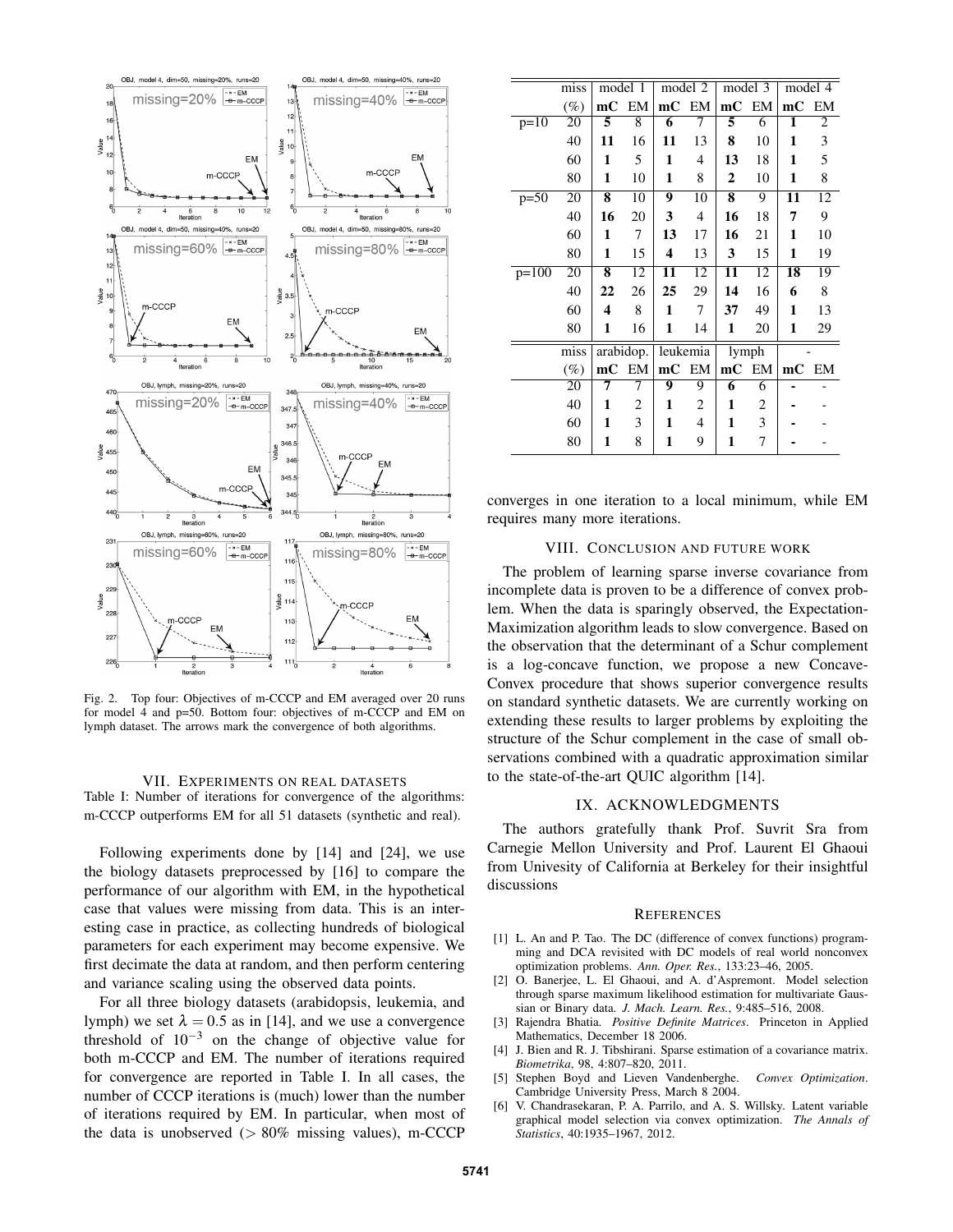Fig. 2. Top four: Objectives of m-CCCP and EM averaged over 20 runs for model 4 and p=50. Bottom four: objectives of m-CCCP and EM on lymph dataset. The arrows mark the convergence of both algorithms.

| | miss | model 1 | | model 2 | | model 3 | | model 4 | |
|---|---|---|---|---|---|---|---|---|---|
| | (%) | **mC** | EM | **mC** | EM | **mC** | EM | **mC** | EM |
| p=10 | 20 | **5** | 8 | **6** | 7 | **5** | 6 | **1** | 2 |
| | 40 | **11** | 16 | **11** | 13 | **8** | 10 | **1** | 3 |
| | 60 | **1** | 5 | **1** | 4 | **13** | 18 | **1** | 5 |
| | 80 | **1** | 10 | **1** | 8 | **2** | 10 | **1** | 8 |
| p=50 | 20 | **8** | 10 | **9** | 10 | **8** | 9 | **11** | 12 |
| | 40 | **16** | 20 | **3** | 4 | **16** | 18 | **7** | 9 |
| | 60 | **1** | 7 | **13** | 17 | **16** | 21 | **1** | 10 |
| | 80 | **1** | 15 | **4** | 13 | **3** | 15 | **1** | 19 |
| p=100 | 20 | **8** | 12 | **11** | 12 | **11** | 12 | **18** | 19 |
| | 40 | **22** | 26 | **25** | 29 | **14** | 16 | **6** | 8 |
| | 60 | **4** | 8 | **1** | 7 | **37** | 49 | **1** | 13 |
| | 80 | **1** | 16 | **1** | 14 | **1** | 20 | **1** | 29 |
| | miss | arabidop. | | leukemia | | lymph | | - | |
| | (%) | **mC** | EM | **mC** | EM | **mC** | EM | **mC** | EM |
| | 20 | **7** | 7 | **9** | 9 | **6** | 6 | - | - |
| | 40 | **1** | 2 | **1** | 2 | **1** | 2 | - | - |
| | 60 | **1** | 3 | **1** | 4 | **1** | 3 | - | - |
| | 80 | **1** | 8 | **1** | 9 | **1** | 7 | - | - |

Table I: Number of iterations for convergence of the algorithms: m-CCCP outperforms EM for all 51 datasets (synthetic and real).

## VII. Experiments on real datasets

Following experiments done by [14] and [24], we use the biology datasets preprocessed by [16] to compare the performance of our algorithm with EM, in the hypothetical case that values were missing from data. This is an interesting case in practice, as collecting hundreds of biological parameters for each experiment may become expensive. We first decimate the data at random, and then perform centering and variance scaling using the observed data points.

For all three biology datasets (arabidopsis, leukemia, and lymph) we set $\lambda = 0.5$ as in [14], and we use a convergence threshold of $10^{-3}$ on the change of objective value for both m-CCCP and EM. The number of iterations required for convergence are reported in Table I. In all cases, the number of CCCP iterations is (much) lower than the number of iterations required by EM. In particular, when most of the data is unobserved ($> 80\%$ missing values), m-CCCP converges in one iteration to a local minimum, while EM requires many more iterations.

## VIII. Conclusion and future work

The problem of learning sparse inverse covariance from incomplete data is proven to be a difference of convex problem. When the data is sparingly observed, the Expectation-Maximization algorithm leads to slow convergence. Based on the observation that the determinant of a Schur complement is a log-concave function, we propose a new Concave-Convex procedure that shows superior convergence results on standard synthetic datasets. We are currently working on extending these results to larger problems by exploiting the structure of the Schur complement in the case of small observations combined with a quadratic approximation similar to the state-of-the-art QUIC algorithm [14].

## IX. Acknowledgments

The authors gratefully thank Prof. Suvrit Sra from Carnegie Mellon University and Prof. Laurent El Ghaoui from Univesity of California at Berkeley for their insightful discussions

## References

[1] L. An and P. Tao. The DC (difference of convex functions) programming and DCA revisited with DC models of real world nonconvex optimization problems. *Ann. Oper. Res.*, 133:23–46, 2005.

[2] O. Banerjee, L. El Ghaoui, and A. d'Aspremont. Model selection through sparse maximum likelihood estimation for multivariate Gaussian or Binary data. *J. Mach. Learn. Res.*, 9:485–516, 2008.

[3] Rajendra Bhatia. *Positive Definite Matrices*. Princeton in Applied Mathematics, December 18 2006.

[4] J. Bien and R. J. Tibshirani. Sparse estimation of a covariance matrix. *Biometrika*, 98, 4:807–820, 2011.

[5] Stephen Boyd and Lieven Vandenberghe. *Convex Optimization*. Cambridge University Press, March 8 2004.

[6] V. Chandrasekaran, P. A. Parrilo, and A. S. Willsky. Latent variable graphical model selection via convex optimization. *The Annals of Statistics*, 40:1935–1967, 2012.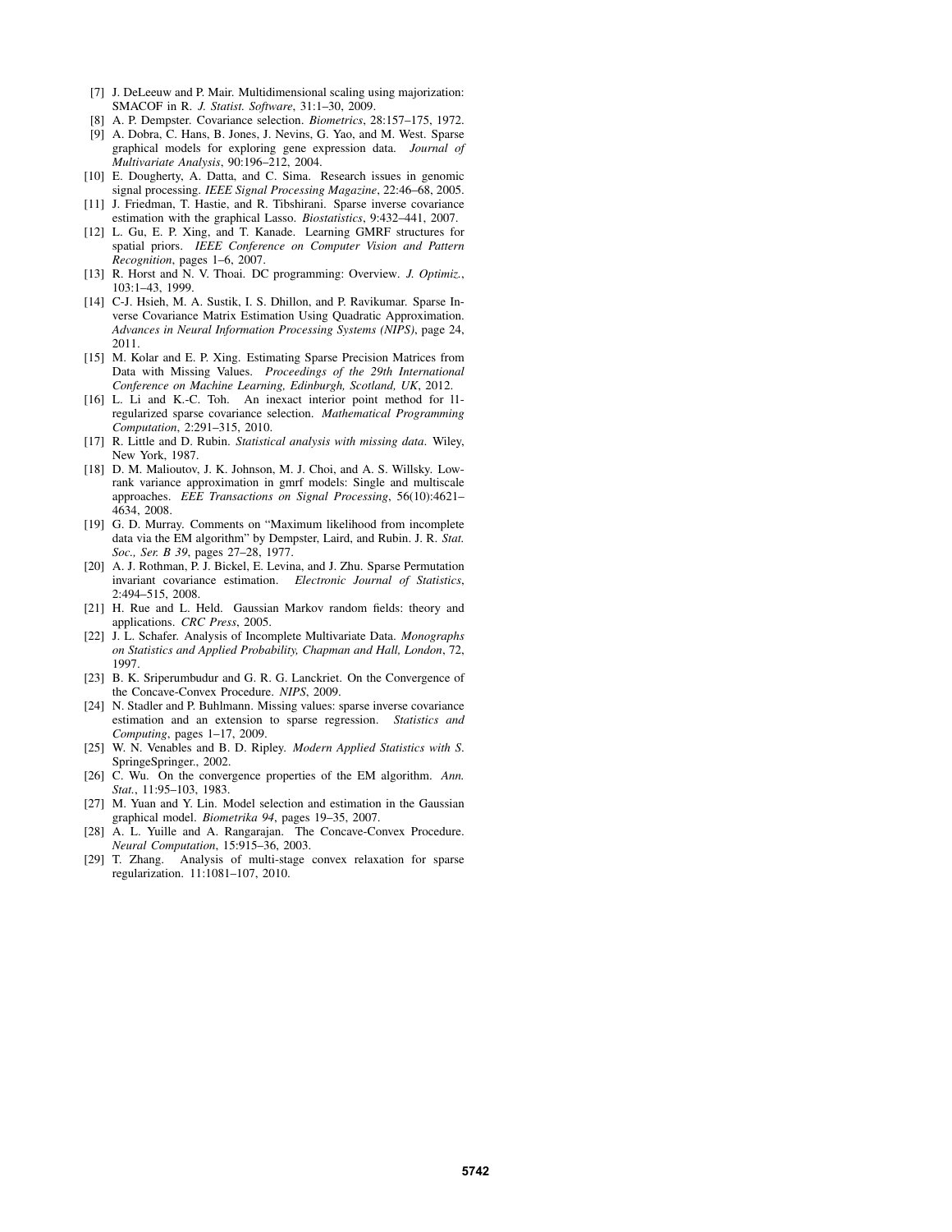[7] J. DeLeeuw and P. Mair. Multidimensional scaling using majorization: SMACOF in R. *J. Statist. Software*, 31:1–30, 2009.

[8] A. P. Dempster. Covariance selection. *Biometrics*, 28:157–175, 1972.

[9] A. Dobra, C. Hans, B. Jones, J. Nevins, G. Yao, and M. West. Sparse graphical models for exploring gene expression data. *Journal of Multivariate Analysis*, 90:196–212, 2004.

[10] E. Dougherty, A. Datta, and C. Sima. Research issues in genomic signal processing. *IEEE Signal Processing Magazine*, 22:46–68, 2005.

[11] J. Friedman, T. Hastie, and R. Tibshirani. Sparse inverse covariance estimation with the graphical Lasso. *Biostatistics*, 9:432–441, 2007.

[12] L. Gu, E. P. Xing, and T. Kanade. Learning GMRF structures for spatial priors. *IEEE Conference on Computer Vision and Pattern Recognition*, pages 1–6, 2007.

[13] R. Horst and N. V. Thoai. DC programming: Overview. *J. Optimiz.*, 103:1–43, 1999.

[14] C-J. Hsieh, M. A. Sustik, I. S. Dhillon, and P. Ravikumar. Sparse Inverse Covariance Matrix Estimation Using Quadratic Approximation. *Advances in Neural Information Processing Systems (NIPS)*, page 24, 2011.

[15] M. Kolar and E. P. Xing. Estimating Sparse Precision Matrices from Data with Missing Values. *Proceedings of the 29th International Conference on Machine Learning, Edinburgh, Scotland, UK*, 2012.

[16] L. Li and K.-C. Toh. An inexact interior point method for l1-regularized sparse covariance selection. *Mathematical Programming Computation*, 2:291–315, 2010.

[17] R. Little and D. Rubin. *Statistical analysis with missing data*. Wiley, New York, 1987.

[18] D. M. Malioutov, J. K. Johnson, M. J. Choi, and A. S. Willsky. Low-rank variance approximation in gmrf models: Single and multiscale approaches. *EEE Transactions on Signal Processing*, 56(10):4621–4634, 2008.

[19] G. D. Murray. Comments on "Maximum likelihood from incomplete data via the EM algorithm" by Dempster, Laird, and Rubin. J. R. *Stat. Soc., Ser. B 39*, pages 27–28, 1977.

[20] A. J. Rothman, P. J. Bickel, E. Levina, and J. Zhu. Sparse Permutation invariant covariance estimation. *Electronic Journal of Statistics*, 2:494–515, 2008.

[21] H. Rue and L. Held. Gaussian Markov random fields: theory and applications. *CRC Press*, 2005.

[22] J. L. Schafer. Analysis of Incomplete Multivariate Data. *Monographs on Statistics and Applied Probability, Chapman and Hall, London*, 72, 1997.

[23] B. K. Sriperumbudur and G. R. G. Lanckriet. On the Convergence of the Concave-Convex Procedure. *NIPS*, 2009.

[24] N. Stadler and P. Buhlmann. Missing values: sparse inverse covariance estimation and an extension to sparse regression. *Statistics and Computing*, pages 1–17, 2009.

[25] W. N. Venables and B. D. Ripley. *Modern Applied Statistics with S*. SpringeSpringer., 2002.

[26] C. Wu. On the convergence properties of the EM algorithm. *Ann. Stat.*, 11:95–103, 1983.

[27] M. Yuan and Y. Lin. Model selection and estimation in the Gaussian graphical model. *Biometrika 94*, pages 19–35, 2007.

[28] A. L. Yuille and A. Rangarajan. The Concave-Convex Procedure. *Neural Computation*, 15:915–36, 2003.

[29] T. Zhang. Analysis of multi-stage convex relaxation for sparse regularization. 11:1081–107, 2010.